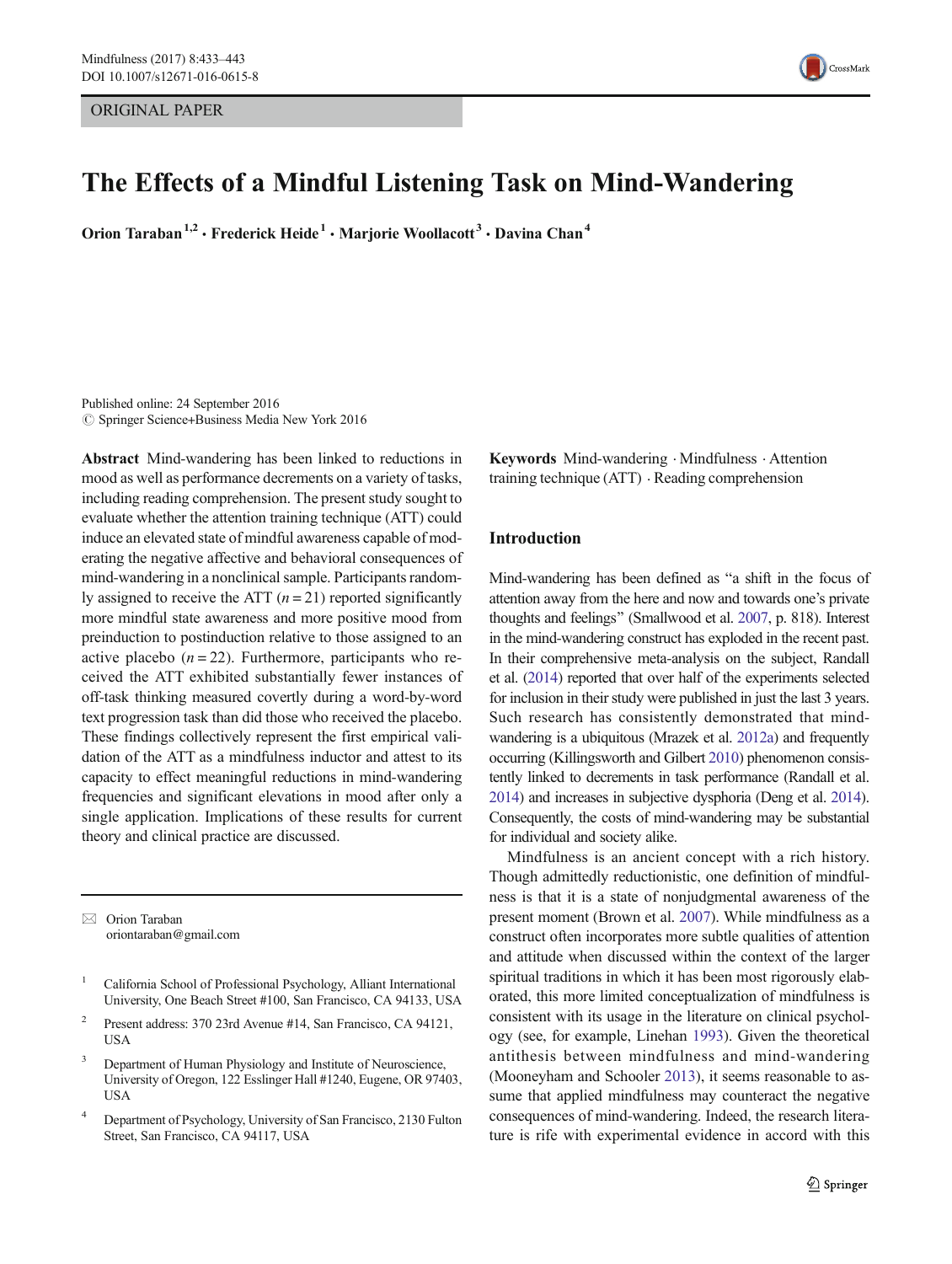ORIGINAL PAPER

# The Effects of a Mindful Listening Task on Mind-Wandering

**Orion Taraban**[1,2] **· Frederick Heide**[1] **· Marjorie Woollacott**[3] **· Davina Chan**[4]

Published online: 24 September 2016
© Springer Science+Business Media New York 2016

**Abstract** Mind-wandering has been linked to reductions in mood as well as performance decrements on a variety of tasks, including reading comprehension. The present study sought to evaluate whether the attention training technique (ATT) could induce an elevated state of mindful awareness capable of moderating the negative affective and behavioral consequences of mind-wandering in a nonclinical sample. Participants randomly assigned to receive the ATT ($n = 21$) reported significantly more mindful state awareness and more positive mood from preinduction to postinduction relative to those assigned to an active placebo ($n = 22$). Furthermore, participants who received the ATT exhibited substantially fewer instances of off-task thinking measured covertly during a word-by-word text progression task than did those who received the placebo. These findings collectively represent the first empirical validation of the ATT as a mindfulness inductor and attest to its capacity to effect meaningful reductions in mind-wandering frequencies and significant elevations in mood after only a single application. Implications of these results for current theory and clinical practice are discussed.

**Keywords** Mind-wandering · Mindfulness · Attention training technique (ATT) · Reading comprehension

✉ Orion Taraban
oriontaraban@gmail.com

[1] California School of Professional Psychology, Alliant International University, One Beach Street #100, San Francisco, CA 94133, USA

[2] Present address: 370 23rd Avenue #14, San Francisco, CA 94121, USA

[3] Department of Human Physiology and Institute of Neuroscience, University of Oregon, 122 Esslinger Hall #1240, Eugene, OR 97403, USA

[4] Department of Psychology, University of San Francisco, 2130 Fulton Street, San Francisco, CA 94117, USA

## Introduction

Mind-wandering has been defined as "a shift in the focus of attention away from the here and now and towards one's private thoughts and feelings" (Smallwood et al. 2007, p. 818). Interest in the mind-wandering construct has exploded in the recent past. In their comprehensive meta-analysis on the subject, Randall et al. (2014) reported that over half of the experiments selected for inclusion in their study were published in just the last 3 years. Such research has consistently demonstrated that mind-wandering is a ubiquitous (Mrazek et al. 2012a) and frequently occurring (Killingsworth and Gilbert 2010) phenomenon consistently linked to decrements in task performance (Randall et al. 2014) and increases in subjective dysphoria (Deng et al. 2014). Consequently, the costs of mind-wandering may be substantial for individual and society alike.

Mindfulness is an ancient concept with a rich history. Though admittedly reductionistic, one definition of mindfulness is that it is a state of nonjudgmental awareness of the present moment (Brown et al. 2007). While mindfulness as a construct often incorporates more subtle qualities of attention and attitude when discussed within the context of the larger spiritual traditions in which it has been most rigorously elaborated, this more limited conceptualization of mindfulness is consistent with its usage in the literature on clinical psychology (see, for example, Linehan 1993). Given the theoretical antithesis between mindfulness and mind-wandering (Mooneyham and Schooler 2013), it seems reasonable to assume that applied mindfulness may counteract the negative consequences of mind-wandering. Indeed, the research literature is rife with experimental evidence in accord with this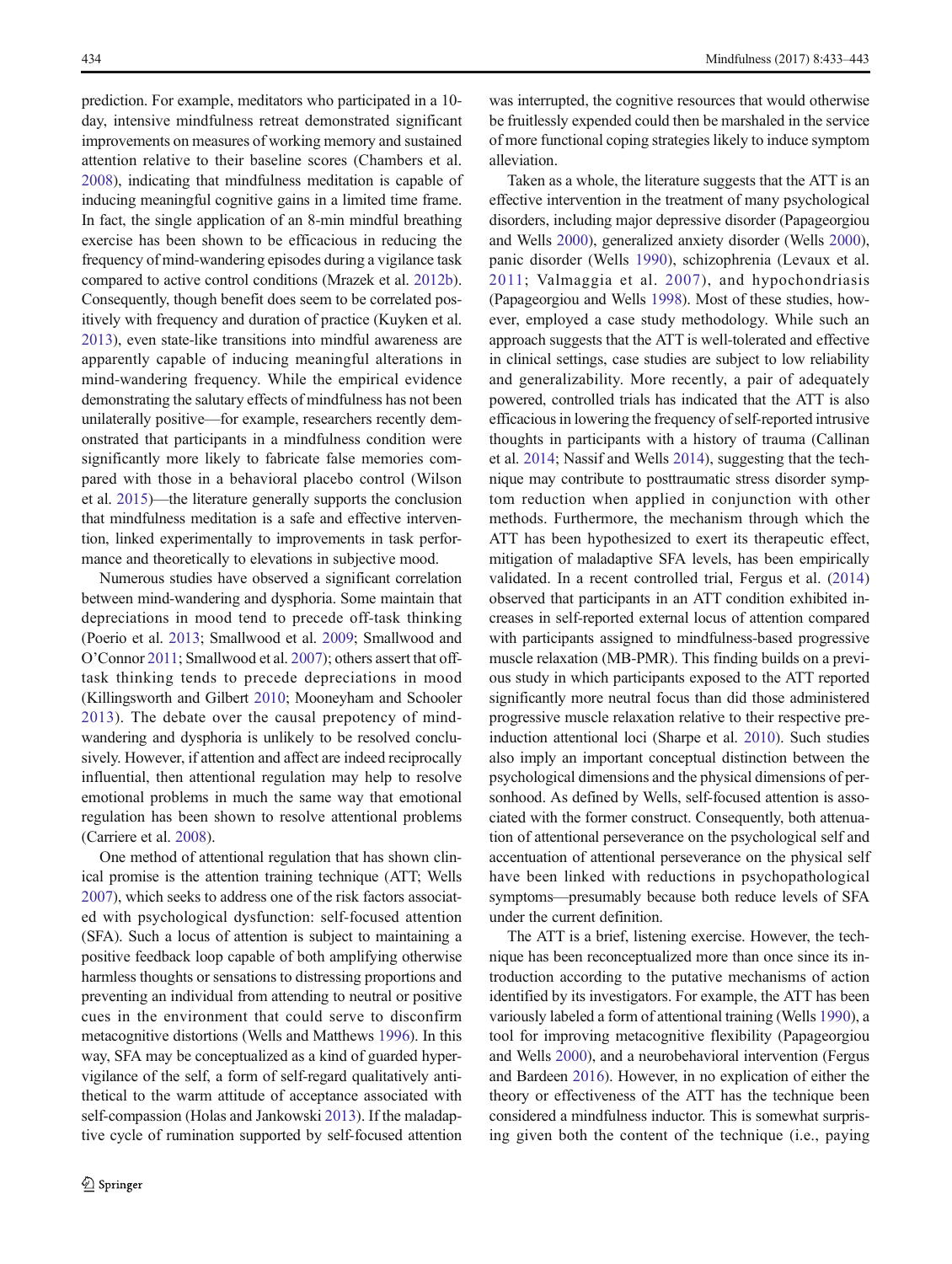prediction. For example, meditators who participated in a 10-day, intensive mindfulness retreat demonstrated significant improvements on measures of working memory and sustained attention relative to their baseline scores (Chambers et al. 2008), indicating that mindfulness meditation is capable of inducing meaningful cognitive gains in a limited time frame. In fact, the single application of an 8-min mindful breathing exercise has been shown to be efficacious in reducing the frequency of mind-wandering episodes during a vigilance task compared to active control conditions (Mrazek et al. 2012b). Consequently, though benefit does seem to be correlated positively with frequency and duration of practice (Kuyken et al. 2013), even state-like transitions into mindful awareness are apparently capable of inducing meaningful alterations in mind-wandering frequency. While the empirical evidence demonstrating the salutary effects of mindfulness has not been unilaterally positive—for example, researchers recently demonstrated that participants in a mindfulness condition were significantly more likely to fabricate false memories compared with those in a behavioral placebo control (Wilson et al. 2015)—the literature generally supports the conclusion that mindfulness meditation is a safe and effective intervention, linked experimentally to improvements in task performance and theoretically to elevations in subjective mood.

Numerous studies have observed a significant correlation between mind-wandering and dysphoria. Some maintain that depreciations in mood tend to precede off-task thinking (Poerio et al. 2013; Smallwood et al. 2009; Smallwood and O'Connor 2011; Smallwood et al. 2007); others assert that off-task thinking tends to precede depreciations in mood (Killingsworth and Gilbert 2010; Mooneyham and Schooler 2013). The debate over the causal prepotency of mind-wandering and dysphoria is unlikely to be resolved conclusively. However, if attention and affect are indeed reciprocally influential, then attentional regulation may help to resolve emotional problems in much the same way that emotional regulation has been shown to resolve attentional problems (Carriere et al. 2008).

One method of attentional regulation that has shown clinical promise is the attention training technique (ATT; Wells 2007), which seeks to address one of the risk factors associated with psychological dysfunction: self-focused attention (SFA). Such a locus of attention is subject to maintaining a positive feedback loop capable of both amplifying otherwise harmless thoughts or sensations to distressing proportions and preventing an individual from attending to neutral or positive cues in the environment that could serve to disconfirm metacognitive distortions (Wells and Matthews 1996). In this way, SFA may be conceptualized as a kind of guarded hypervigilance of the self, a form of self-regard qualitatively antithetical to the warm attitude of acceptance associated with self-compassion (Holas and Jankowski 2013). If the maladaptive cycle of rumination supported by self-focused attention was interrupted, the cognitive resources that would otherwise be fruitlessly expended could then be marshaled in the service of more functional coping strategies likely to induce symptom alleviation.

Taken as a whole, the literature suggests that the ATT is an effective intervention in the treatment of many psychological disorders, including major depressive disorder (Papageorgiou and Wells 2000), generalized anxiety disorder (Wells 2000), panic disorder (Wells 1990), schizophrenia (Levaux et al. 2011; Valmaggia et al. 2007), and hypochondriasis (Papageorgiou and Wells 1998). Most of these studies, however, employed a case study methodology. While such an approach suggests that the ATT is well-tolerated and effective in clinical settings, case studies are subject to low reliability and generalizability. More recently, a pair of adequately powered, controlled trials has indicated that the ATT is also efficacious in lowering the frequency of self-reported intrusive thoughts in participants with a history of trauma (Callinan et al. 2014; Nassif and Wells 2014), suggesting that the technique may contribute to posttraumatic stress disorder symptom reduction when applied in conjunction with other methods. Furthermore, the mechanism through which the ATT has been hypothesized to exert its therapeutic effect, mitigation of maladaptive SFA levels, has been empirically validated. In a recent controlled trial, Fergus et al. (2014) observed that participants in an ATT condition exhibited increases in self-reported external locus of attention compared with participants assigned to mindfulness-based progressive muscle relaxation (MB-PMR). This finding builds on a previous study in which participants exposed to the ATT reported significantly more neutral focus than did those administered progressive muscle relaxation relative to their respective pre-induction attentional loci (Sharpe et al. 2010). Such studies also imply an important conceptual distinction between the psychological dimensions and the physical dimensions of personhood. As defined by Wells, self-focused attention is associated with the former construct. Consequently, both attenuation of attentional perseverance on the psychological self and accentuation of attentional perseverance on the physical self have been linked with reductions in psychopathological symptoms—presumably because both reduce levels of SFA under the current definition.

The ATT is a brief, listening exercise. However, the technique has been reconceptualized more than once since its introduction according to the putative mechanisms of action identified by its investigators. For example, the ATT has been variously labeled a form of attentional training (Wells 1990), a tool for improving metacognitive flexibility (Papageorgiou and Wells 2000), and a neurobehavioral intervention (Fergus and Bardeen 2016). However, in no explication of either the theory or effectiveness of the ATT has the technique been considered a mindfulness inductor. This is somewhat surprising given both the content of the technique (i.e., paying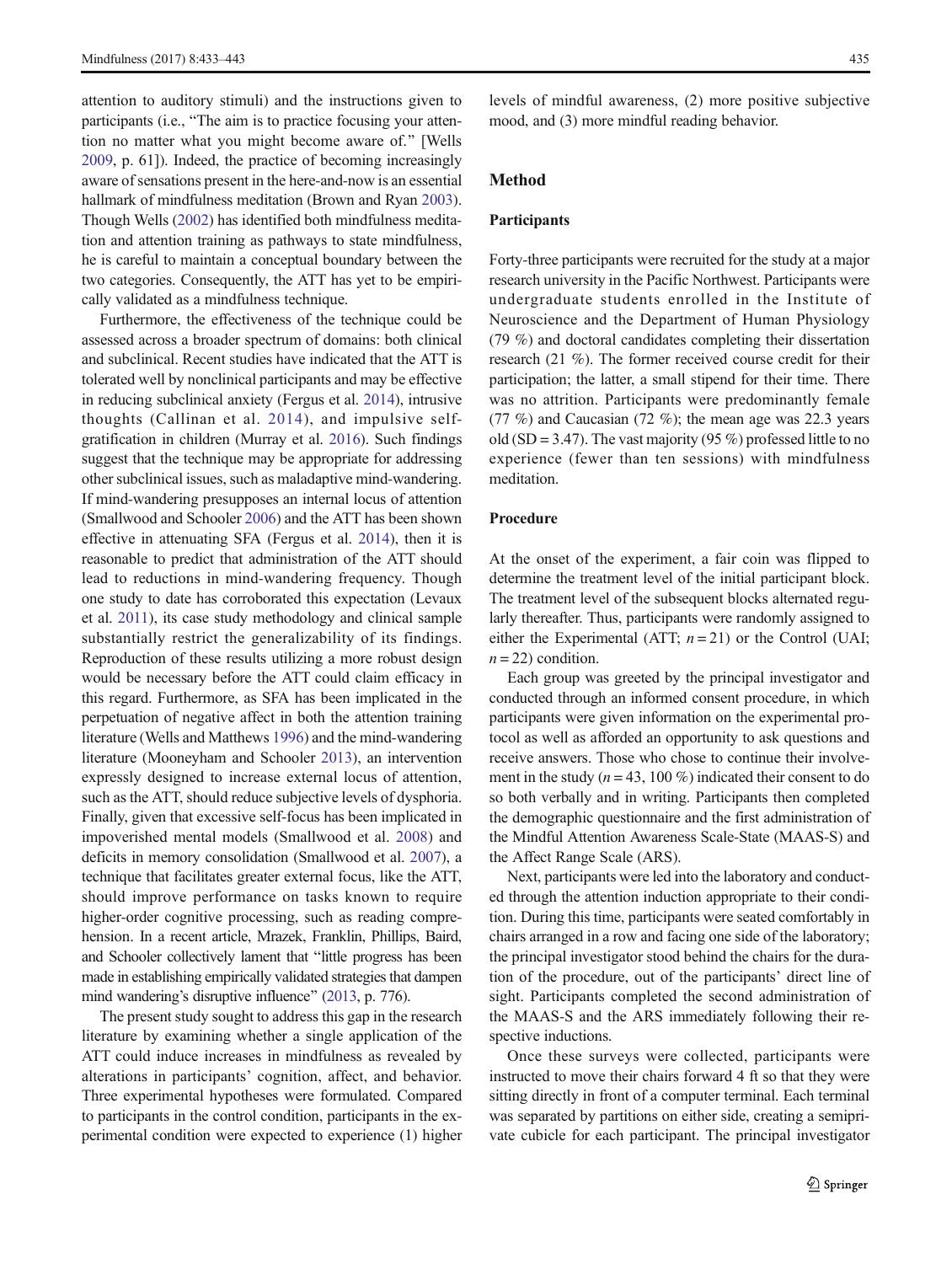attention to auditory stimuli) and the instructions given to participants (i.e., "The aim is to practice focusing your attention no matter what you might become aware of." [Wells 2009, p. 61]). Indeed, the practice of becoming increasingly aware of sensations present in the here-and-now is an essential hallmark of mindfulness meditation (Brown and Ryan 2003). Though Wells (2002) has identified both mindfulness meditation and attention training as pathways to state mindfulness, he is careful to maintain a conceptual boundary between the two categories. Consequently, the ATT has yet to be empirically validated as a mindfulness technique.

Furthermore, the effectiveness of the technique could be assessed across a broader spectrum of domains: both clinical and subclinical. Recent studies have indicated that the ATT is tolerated well by nonclinical participants and may be effective in reducing subclinical anxiety (Fergus et al. 2014), intrusive thoughts (Callinan et al. 2014), and impulsive self-gratification in children (Murray et al. 2016). Such findings suggest that the technique may be appropriate for addressing other subclinical issues, such as maladaptive mind-wandering. If mind-wandering presupposes an internal locus of attention (Smallwood and Schooler 2006) and the ATT has been shown effective in attenuating SFA (Fergus et al. 2014), then it is reasonable to predict that administration of the ATT should lead to reductions in mind-wandering frequency. Though one study to date has corroborated this expectation (Levaux et al. 2011), its case study methodology and clinical sample substantially restrict the generalizability of its findings. Reproduction of these results utilizing a more robust design would be necessary before the ATT could claim efficacy in this regard. Furthermore, as SFA has been implicated in the perpetuation of negative affect in both the attention training literature (Wells and Matthews 1996) and the mind-wandering literature (Mooneyham and Schooler 2013), an intervention expressly designed to increase external locus of attention, such as the ATT, should reduce subjective levels of dysphoria. Finally, given that excessive self-focus has been implicated in impoverished mental models (Smallwood et al. 2008) and deficits in memory consolidation (Smallwood et al. 2007), a technique that facilitates greater external focus, like the ATT, should improve performance on tasks known to require higher-order cognitive processing, such as reading comprehension. In a recent article, Mrazek, Franklin, Phillips, Baird, and Schooler collectively lament that "little progress has been made in establishing empirically validated strategies that dampen mind wandering's disruptive influence" (2013, p. 776).

The present study sought to address this gap in the research literature by examining whether a single application of the ATT could induce increases in mindfulness as revealed by alterations in participants' cognition, affect, and behavior. Three experimental hypotheses were formulated. Compared to participants in the control condition, participants in the experimental condition were expected to experience (1) higher levels of mindful awareness, (2) more positive subjective mood, and (3) more mindful reading behavior.

## Method

### Participants

Forty-three participants were recruited for the study at a major research university in the Pacific Northwest. Participants were undergraduate students enrolled in the Institute of Neuroscience and the Department of Human Physiology (79 %) and doctoral candidates completing their dissertation research (21 %). The former received course credit for their participation; the latter, a small stipend for their time. There was no attrition. Participants were predominantly female (77 %) and Caucasian (72 %); the mean age was 22.3 years old (SD = 3.47). The vast majority (95 %) professed little to no experience (fewer than ten sessions) with mindfulness meditation.

### Procedure

At the onset of the experiment, a fair coin was flipped to determine the treatment level of the initial participant block. The treatment level of the subsequent blocks alternated regularly thereafter. Thus, participants were randomly assigned to either the Experimental (ATT; $n = 21$) or the Control (UAI; $n = 22$) condition.

Each group was greeted by the principal investigator and conducted through an informed consent procedure, in which participants were given information on the experimental protocol as well as afforded an opportunity to ask questions and receive answers. Those who chose to continue their involvement in the study ($n = 43$, 100 %) indicated their consent to do so both verbally and in writing. Participants then completed the demographic questionnaire and the first administration of the Mindful Attention Awareness Scale-State (MAAS-S) and the Affect Range Scale (ARS).

Next, participants were led into the laboratory and conducted through the attention induction appropriate to their condition. During this time, participants were seated comfortably in chairs arranged in a row and facing one side of the laboratory; the principal investigator stood behind the chairs for the duration of the procedure, out of the participants' direct line of sight. Participants completed the second administration of the MAAS-S and the ARS immediately following their respective inductions.

Once these surveys were collected, participants were instructed to move their chairs forward 4 ft so that they were sitting directly in front of a computer terminal. Each terminal was separated by partitions on either side, creating a semiprivate cubicle for each participant. The principal investigator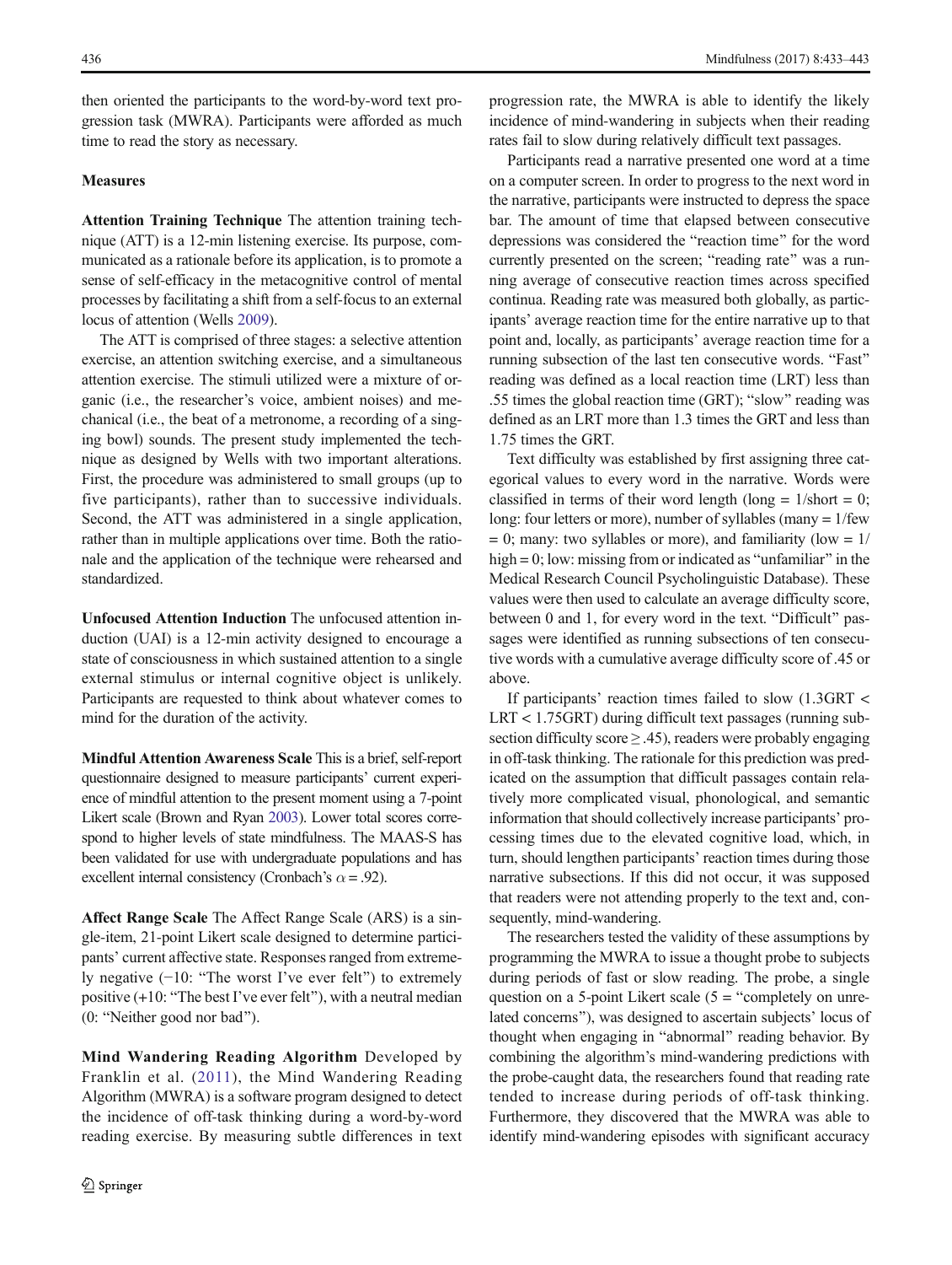then oriented the participants to the word-by-word text progression task (MWRA). Participants were afforded as much time to read the story as necessary.

### Measures

**Attention Training Technique** The attention training technique (ATT) is a 12-min listening exercise. Its purpose, communicated as a rationale before its application, is to promote a sense of self-efficacy in the metacognitive control of mental processes by facilitating a shift from a self-focus to an external locus of attention (Wells 2009).

The ATT is comprised of three stages: a selective attention exercise, an attention switching exercise, and a simultaneous attention exercise. The stimuli utilized were a mixture of organic (i.e., the researcher's voice, ambient noises) and mechanical (i.e., the beat of a metronome, a recording of a singing bowl) sounds. The present study implemented the technique as designed by Wells with two important alterations. First, the procedure was administered to small groups (up to five participants), rather than to successive individuals. Second, the ATT was administered in a single application, rather than in multiple applications over time. Both the rationale and the application of the technique were rehearsed and standardized.

**Unfocused Attention Induction** The unfocused attention induction (UAI) is a 12-min activity designed to encourage a state of consciousness in which sustained attention to a single external stimulus or internal cognitive object is unlikely. Participants are requested to think about whatever comes to mind for the duration of the activity.

**Mindful Attention Awareness Scale** This is a brief, self-report questionnaire designed to measure participants' current experience of mindful attention to the present moment using a 7-point Likert scale (Brown and Ryan 2003). Lower total scores correspond to higher levels of state mindfulness. The MAAS-S has been validated for use with undergraduate populations and has excellent internal consistency (Cronbach's $\alpha = .92$).

**Affect Range Scale** The Affect Range Scale (ARS) is a single-item, 21-point Likert scale designed to determine participants' current affective state. Responses ranged from extremely negative (−10: "The worst I've ever felt") to extremely positive (+10: "The best I've ever felt"), with a neutral median (0: "Neither good nor bad").

**Mind Wandering Reading Algorithm** Developed by Franklin et al. (2011), the Mind Wandering Reading Algorithm (MWRA) is a software program designed to detect the incidence of off-task thinking during a word-by-word reading exercise. By measuring subtle differences in text progression rate, the MWRA is able to identify the likely incidence of mind-wandering in subjects when their reading rates fail to slow during relatively difficult text passages.

Participants read a narrative presented one word at a time on a computer screen. In order to progress to the next word in the narrative, participants were instructed to depress the space bar. The amount of time that elapsed between consecutive depressions was considered the "reaction time" for the word currently presented on the screen; "reading rate" was a running average of consecutive reaction times across specified continua. Reading rate was measured both globally, as participants' average reaction time for the entire narrative up to that point and, locally, as participants' average reaction time for a running subsection of the last ten consecutive words. "Fast" reading was defined as a local reaction time (LRT) less than .55 times the global reaction time (GRT); "slow" reading was defined as an LRT more than 1.3 times the GRT and less than 1.75 times the GRT.

Text difficulty was established by first assigning three categorical values to every word in the narrative. Words were classified in terms of their word length (long = 1/short = 0; long: four letters or more), number of syllables (many = 1/few = 0; many: two syllables or more), and familiarity (low = 1/high = 0; low: missing from or indicated as "unfamiliar" in the Medical Research Council Psycholinguistic Database). These values were then used to calculate an average difficulty score, between 0 and 1, for every word in the text. "Difficult" passages were identified as running subsections of ten consecutive words with a cumulative average difficulty score of .45 or above.

If participants' reaction times failed to slow ($1.3\text{GRT} < \text{LRT} < 1.75\text{GRT}$) during difficult text passages (running subsection difficulty score $\geq .45$), readers were probably engaging in off-task thinking. The rationale for this prediction was predicated on the assumption that difficult passages contain relatively more complicated visual, phonological, and semantic information that should collectively increase participants' processing times due to the elevated cognitive load, which, in turn, should lengthen participants' reaction times during those narrative subsections. If this did not occur, it was supposed that readers were not attending properly to the text and, consequently, mind-wandering.

The researchers tested the validity of these assumptions by programming the MWRA to issue a thought probe to subjects during periods of fast or slow reading. The probe, a single question on a 5-point Likert scale (5 = "completely on unrelated concerns"), was designed to ascertain subjects' locus of thought when engaging in "abnormal" reading behavior. By combining the algorithm's mind-wandering predictions with the probe-caught data, the researchers found that reading rate tended to increase during periods of off-task thinking. Furthermore, they discovered that the MWRA was able to identify mind-wandering episodes with significant accuracy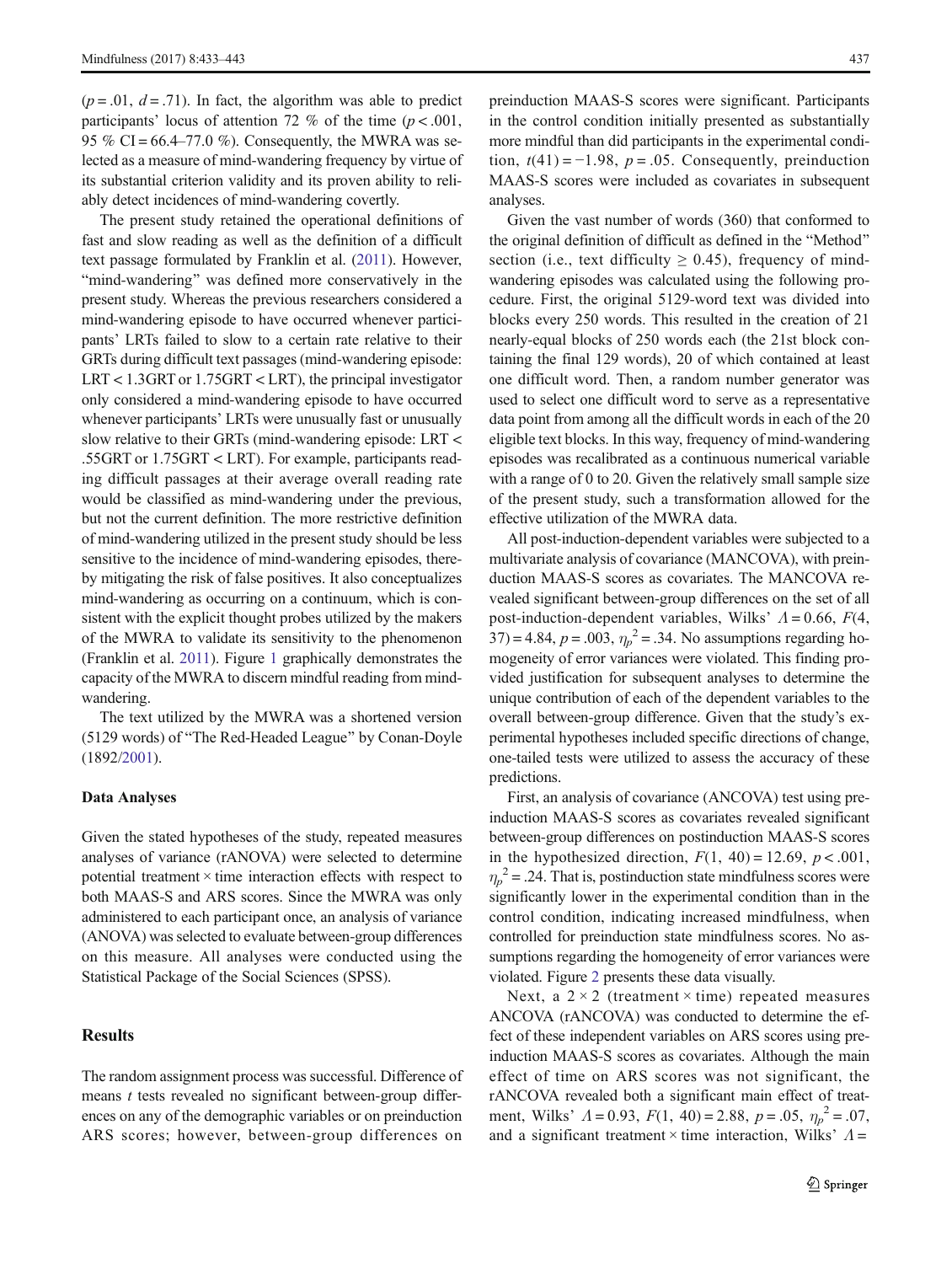($p = .01$, $d = .71$). In fact, the algorithm was able to predict participants' locus of attention 72 % of the time ($p < .001$, 95 % CI = 66.4–77.0 %). Consequently, the MWRA was selected as a measure of mind-wandering frequency by virtue of its substantial criterion validity and its proven ability to reliably detect incidences of mind-wandering covertly.

The present study retained the operational definitions of fast and slow reading as well as the definition of a difficult text passage formulated by Franklin et al. (2011). However, "mind-wandering" was defined more conservatively in the present study. Whereas the previous researchers considered a mind-wandering episode to have occurred whenever participants' LRTs failed to slow to a certain rate relative to their GRTs during difficult text passages (mind-wandering episode: LRT < 1.3GRT or 1.75GRT < LRT), the principal investigator only considered a mind-wandering episode to have occurred whenever participants' LRTs were unusually fast or unusually slow relative to their GRTs (mind-wandering episode: LRT < .55GRT or 1.75GRT < LRT). For example, participants reading difficult passages at their average overall reading rate would be classified as mind-wandering under the previous, but not the current definition. The more restrictive definition of mind-wandering utilized in the present study should be less sensitive to the incidence of mind-wandering episodes, thereby mitigating the risk of false positives. It also conceptualizes mind-wandering as occurring on a continuum, which is consistent with the explicit thought probes utilized by the makers of the MWRA to validate its sensitivity to the phenomenon (Franklin et al. 2011). Figure 1 graphically demonstrates the capacity of the MWRA to discern mindful reading from mind-wandering.

The text utilized by the MWRA was a shortened version (5129 words) of "The Red-Headed League" by Conan-Doyle (1892/2001).

### Data Analyses

Given the stated hypotheses of the study, repeated measures analyses of variance (rANOVA) were selected to determine potential treatment × time interaction effects with respect to both MAAS-S and ARS scores. Since the MWRA was only administered to each participant once, an analysis of variance (ANOVA) was selected to evaluate between-group differences on this measure. All analyses were conducted using the Statistical Package of the Social Sciences (SPSS).

## Results

The random assignment process was successful. Difference of means *t* tests revealed no significant between-group differences on any of the demographic variables or on preinduction ARS scores; however, between-group differences on preinduction MAAS-S scores were significant. Participants in the control condition initially presented as substantially more mindful than did participants in the experimental condition, $t(41) = -1.98$, $p = .05$. Consequently, preinduction MAAS-S scores were included as covariates in subsequent analyses.

Given the vast number of words (360) that conformed to the original definition of difficult as defined in the "Method" section (i.e., text difficulty ≥ 0.45), frequency of mind-wandering episodes was calculated using the following procedure. First, the original 5129-word text was divided into blocks every 250 words. This resulted in the creation of 21 nearly-equal blocks of 250 words each (the 21st block containing the final 129 words), 20 of which contained at least one difficult word. Then, a random number generator was used to select one difficult word to serve as a representative data point from among all the difficult words in each of the 20 eligible text blocks. In this way, frequency of mind-wandering episodes was recalibrated as a continuous numerical variable with a range of 0 to 20. Given the relatively small sample size of the present study, such a transformation allowed for the effective utilization of the MWRA data.

All post-induction-dependent variables were subjected to a multivariate analysis of covariance (MANCOVA), with preinduction MAAS-S scores as covariates. The MANCOVA revealed significant between-group differences on the set of all post-induction-dependent variables, Wilks' $\Lambda = 0.66$, $F(4, 37) = 4.84$, $p = .003$, $\eta_p^2 = .34$. No assumptions regarding homogeneity of error variances were violated. This finding provided justification for subsequent analyses to determine the unique contribution of each of the dependent variables to the overall between-group difference. Given that the study's experimental hypotheses included specific directions of change, one-tailed tests were utilized to assess the accuracy of these predictions.

First, an analysis of covariance (ANCOVA) test using preinduction MAAS-S scores as covariates revealed significant between-group differences on postinduction MAAS-S scores in the hypothesized direction, $F(1, 40) = 12.69$, $p < .001$, $\eta_p^2 = .24$. That is, postinduction state mindfulness scores were significantly lower in the experimental condition than in the control condition, indicating increased mindfulness, when controlled for preinduction state mindfulness scores. No assumptions regarding the homogeneity of error variances were violated. Figure 2 presents these data visually.

Next, a 2 × 2 (treatment × time) repeated measures ANCOVA (rANCOVA) was conducted to determine the effect of these independent variables on ARS scores using preinduction MAAS-S scores as covariates. Although the main effect of time on ARS scores was not significant, the rANCOVA revealed both a significant main effect of treatment, Wilks' $\Lambda = 0.93$, $F(1, 40) = 2.88$, $p = .05$, $\eta_p^2 = .07$, and a significant treatment × time interaction, Wilks' $\Lambda =$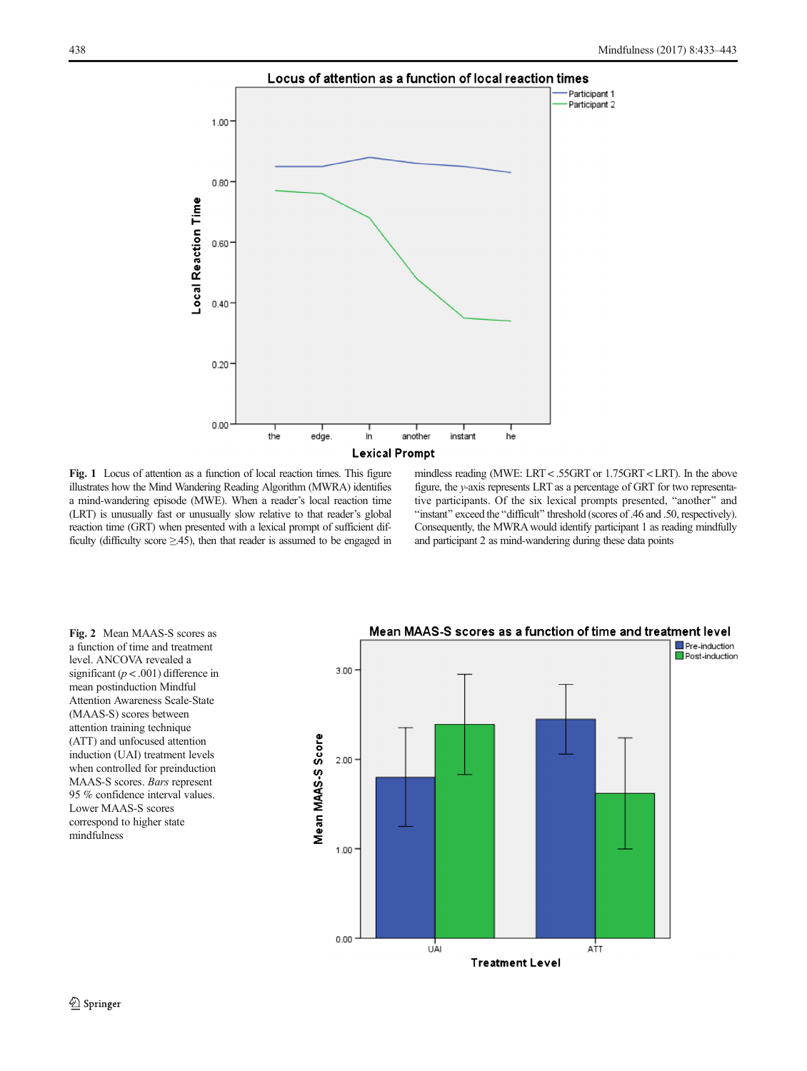**Fig. 1** Locus of attention as a function of local reaction times. This figure illustrates how the Mind Wandering Reading Algorithm (MWRA) identifies a mind-wandering episode (MWE). When a reader's local reaction time (LRT) is unusually fast or unusually slow relative to that reader's global reaction time (GRT) when presented with a lexical prompt of sufficient difficulty (difficulty score ≥.45), then that reader is assumed to be engaged in mindless reading (MWE: LRT < .55GRT or 1.75GRT < LRT). In the above figure, the *y*-axis represents LRT as a percentage of GRT for two representative participants. Of the six lexical prompts presented, "another" and "instant" exceed the "difficult" threshold (scores of .46 and .50, respectively). Consequently, the MWRA would identify participant 1 as reading mindfully and participant 2 as mind-wandering during these data points

**Fig. 2** Mean MAAS-S scores as a function of time and treatment level. ANCOVA revealed a significant ($p < .001$) difference in mean postinduction Mindful Attention Awareness Scale-State (MAAS-S) scores between attention training technique (ATT) and unfocused attention induction (UAI) treatment levels when controlled for preinduction MAAS-S scores. *Bars* represent 95 % confidence interval values. Lower MAAS-S scores correspond to higher state mindfulness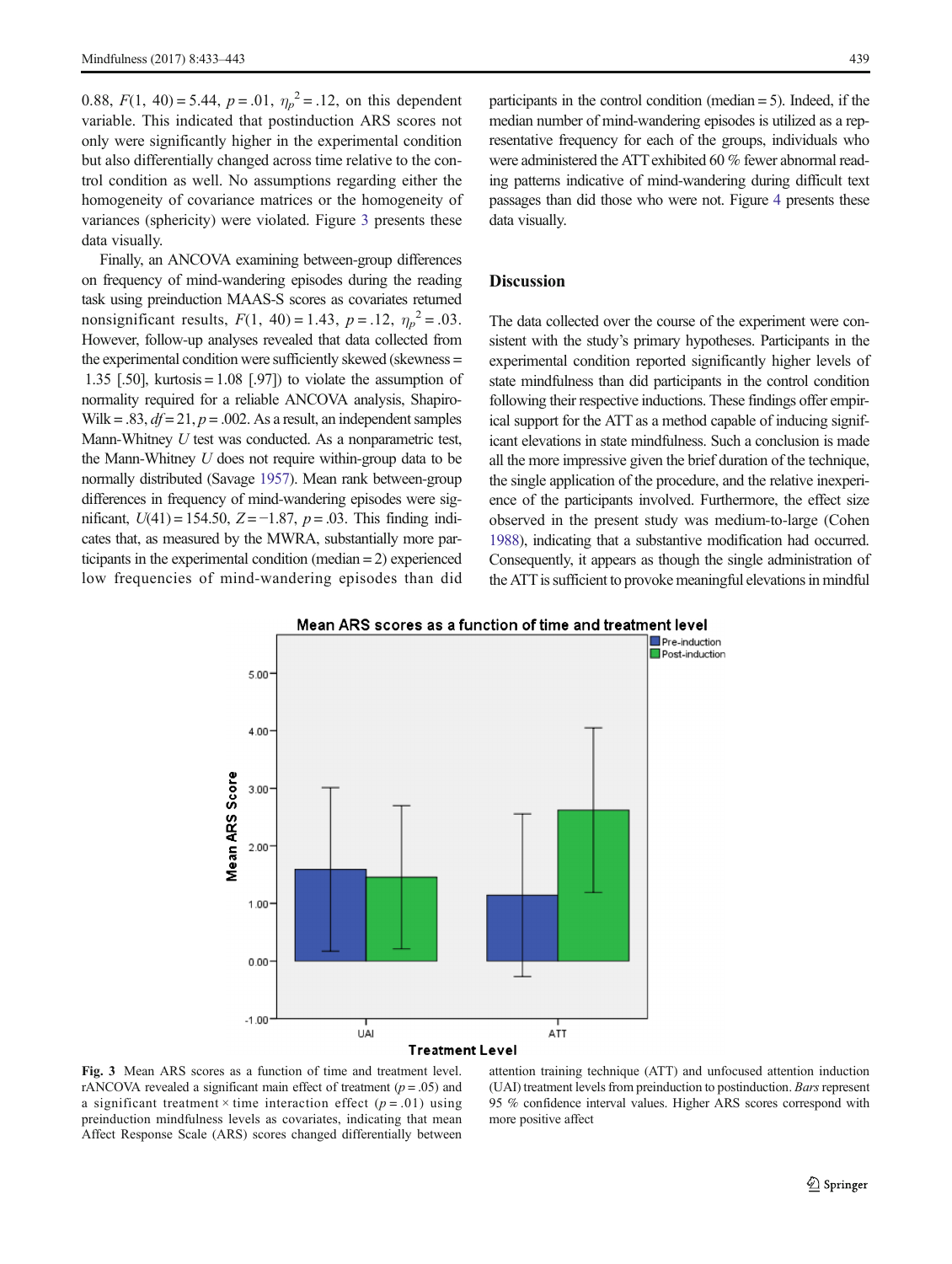0.88, $F(1, 40) = 5.44$, $p = .01$, $\eta_p^2 = .12$, on this dependent variable. This indicated that postinduction ARS scores not only were significantly higher in the experimental condition but also differentially changed across time relative to the control condition as well. No assumptions regarding either the homogeneity of covariance matrices or the homogeneity of variances (sphericity) were violated. Figure 3 presents these data visually.

Finally, an ANCOVA examining between-group differences on frequency of mind-wandering episodes during the reading task using preinduction MAAS-S scores as covariates returned nonsignificant results, $F(1, 40) = 1.43$, $p = .12$, $\eta_p^2 = .03$. However, follow-up analyses revealed that data collected from the experimental condition were sufficiently skewed (skewness = 1.35 [.50], kurtosis = 1.08 [.97]) to violate the assumption of normality required for a reliable ANCOVA analysis, Shapiro-Wilk = .83, $df = 21$, $p = .002$. As a result, an independent samples Mann-Whitney *U* test was conducted. As a nonparametric test, the Mann-Whitney *U* does not require within-group data to be normally distributed (Savage 1957). Mean rank between-group differences in frequency of mind-wandering episodes were significant, $U(41) = 154.50$, $Z = -1.87$, $p = .03$. This finding indicates that, as measured by the MWRA, substantially more participants in the experimental condition (median = 2) experienced low frequencies of mind-wandering episodes than did participants in the control condition (median = 5). Indeed, if the median number of mind-wandering episodes is utilized as a representative frequency for each of the groups, individuals who were administered the ATT exhibited 60 % fewer abnormal reading patterns indicative of mind-wandering during difficult text passages than did those who were not. Figure 4 presents these data visually.

## Discussion

The data collected over the course of the experiment were consistent with the study's primary hypotheses. Participants in the experimental condition reported significantly higher levels of state mindfulness than did participants in the control condition following their respective inductions. These findings offer empirical support for the ATT as a method capable of inducing significant elevations in state mindfulness. Such a conclusion is made all the more impressive given the brief duration of the technique, the single application of the procedure, and the relative inexperience of the participants involved. Furthermore, the effect size observed in the present study was medium-to-large (Cohen 1988), indicating that a substantive modification had occurred. Consequently, it appears as though the single administration of the ATT is sufficient to provoke meaningful elevations in mindful

**Fig. 3** Mean ARS scores as a function of time and treatment level. rANCOVA revealed a significant main effect of treatment ($p = .05$) and a significant treatment × time interaction effect ($p = .01$) using preinduction mindfulness levels as covariates, indicating that mean Affect Response Scale (ARS) scores changed differentially between attention training technique (ATT) and unfocused attention induction (UAI) treatment levels from preinduction to postinduction. *Bars* represent 95 % confidence interval values. Higher ARS scores correspond with more positive affect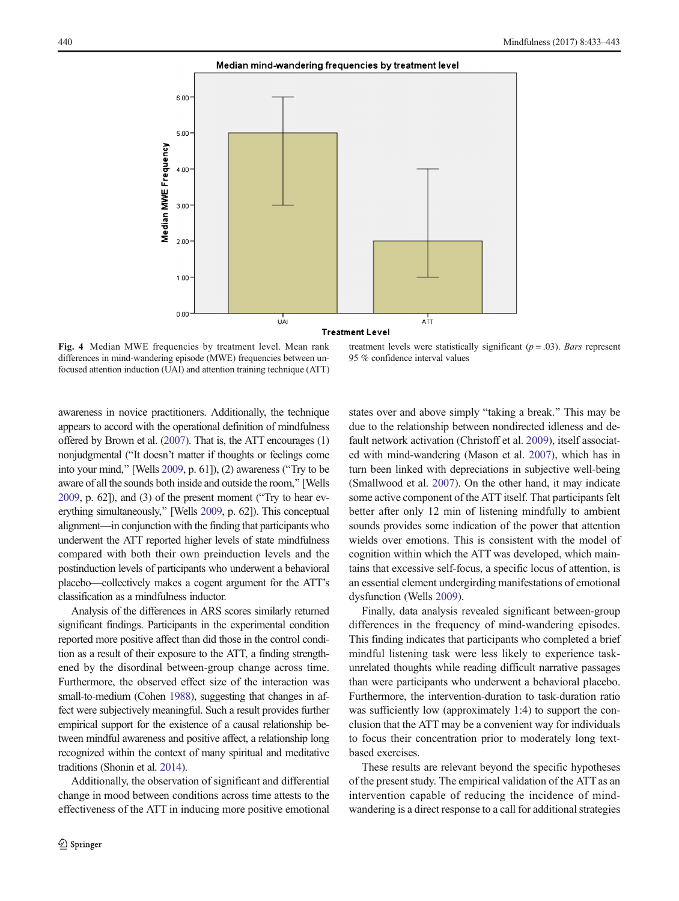**Fig. 4** Median MWE frequencies by treatment level. Mean rank differences in mind-wandering episode (MWE) frequencies between unfocused attention induction (UAI) and attention training technique (ATT) treatment levels were statistically significant ($p = .03$). *Bars* represent 95 % confidence interval values

awareness in novice practitioners. Additionally, the technique appears to accord with the operational definition of mindfulness offered by Brown et al. (2007). That is, the ATT encourages (1) nonjudgmental ("It doesn't matter if thoughts or feelings come into your mind," [Wells 2009, p. 61]), (2) awareness ("Try to be aware of all the sounds both inside and outside the room," [Wells 2009, p. 62]), and (3) of the present moment ("Try to hear everything simultaneously," [Wells 2009, p. 62]). This conceptual alignment—in conjunction with the finding that participants who underwent the ATT reported higher levels of state mindfulness compared with both their own preinduction levels and the postinduction levels of participants who underwent a behavioral placebo—collectively makes a cogent argument for the ATT's classification as a mindfulness inductor.

Analysis of the differences in ARS scores similarly returned significant findings. Participants in the experimental condition reported more positive affect than did those in the control condition as a result of their exposure to the ATT, a finding strengthened by the disordinal between-group change across time. Furthermore, the observed effect size of the interaction was small-to-medium (Cohen 1988), suggesting that changes in affect were subjectively meaningful. Such a result provides further empirical support for the existence of a causal relationship between mindful awareness and positive affect, a relationship long recognized within the context of many spiritual and meditative traditions (Shonin et al. 2014).

Additionally, the observation of significant and differential change in mood between conditions across time attests to the effectiveness of the ATT in inducing more positive emotional states over and above simply "taking a break." This may be due to the relationship between nondirected idleness and default network activation (Christoff et al. 2009), itself associated with mind-wandering (Mason et al. 2007), which has in turn been linked with depreciations in subjective well-being (Smallwood et al. 2007). On the other hand, it may indicate some active component of the ATT itself. That participants felt better after only 12 min of listening mindfully to ambient sounds provides some indication of the power that attention wields over emotions. This is consistent with the model of cognition within which the ATT was developed, which maintains that excessive self-focus, a specific locus of attention, is an essential element undergirding manifestations of emotional dysfunction (Wells 2009).

Finally, data analysis revealed significant between-group differences in the frequency of mind-wandering episodes. This finding indicates that participants who completed a brief mindful listening task were less likely to experience task-unrelated thoughts while reading difficult narrative passages than were participants who underwent a behavioral placebo. Furthermore, the intervention-duration to task-duration ratio was sufficiently low (approximately 1:4) to support the conclusion that the ATT may be a convenient way for individuals to focus their concentration prior to moderately long text-based exercises.

These results are relevant beyond the specific hypotheses of the present study. The empirical validation of the ATT as an intervention capable of reducing the incidence of mind-wandering is a direct response to a call for additional strategies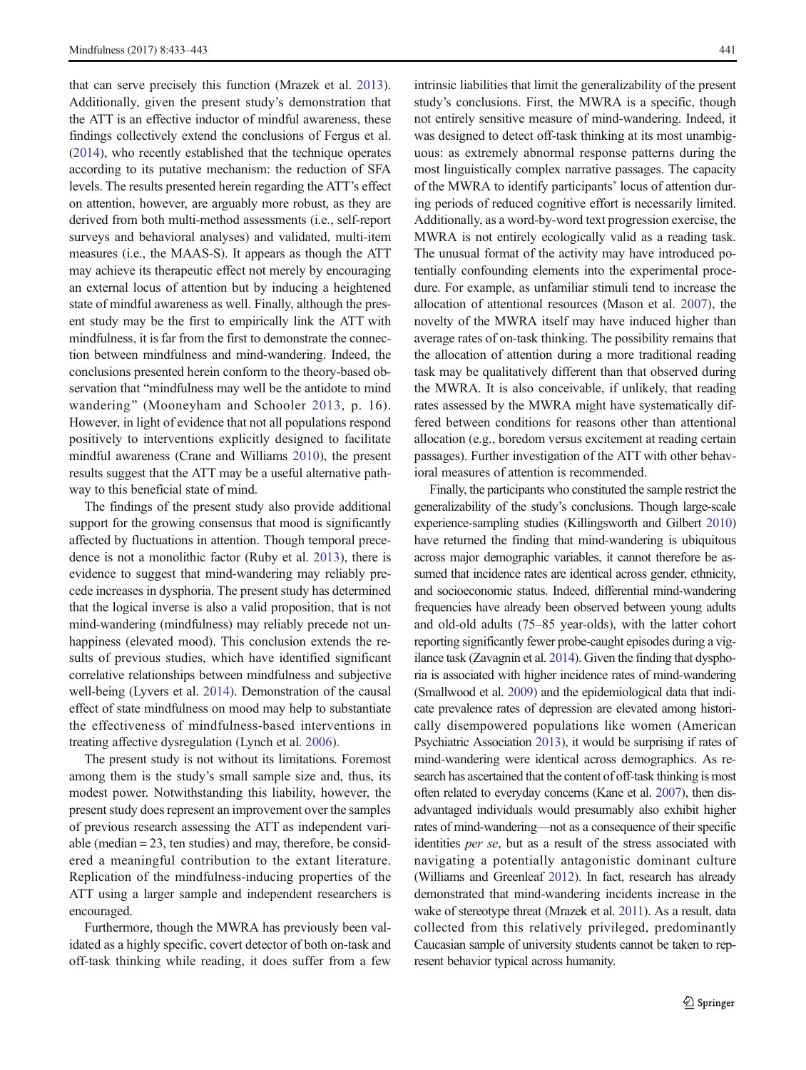that can serve precisely this function (Mrazek et al. 2013). Additionally, given the present study's demonstration that the ATT is an effective inductor of mindful awareness, these findings collectively extend the conclusions of Fergus et al. (2014), who recently established that the technique operates according to its putative mechanism: the reduction of SFA levels. The results presented herein regarding the ATT's effect on attention, however, are arguably more robust, as they are derived from both multi-method assessments (i.e., self-report surveys and behavioral analyses) and validated, multi-item measures (i.e., the MAAS-S). It appears as though the ATT may achieve its therapeutic effect not merely by encouraging an external locus of attention but by inducing a heightened state of mindful awareness as well. Finally, although the present study may be the first to empirically link the ATT with mindfulness, it is far from the first to demonstrate the connection between mindfulness and mind-wandering. Indeed, the conclusions presented herein conform to the theory-based observation that "mindfulness may well be the antidote to mind wandering" (Mooneyham and Schooler 2013, p. 16). However, in light of evidence that not all populations respond positively to interventions explicitly designed to facilitate mindful awareness (Crane and Williams 2010), the present results suggest that the ATT may be a useful alternative pathway to this beneficial state of mind.

The findings of the present study also provide additional support for the growing consensus that mood is significantly affected by fluctuations in attention. Though temporal precedence is not a monolithic factor (Ruby et al. 2013), there is evidence to suggest that mind-wandering may reliably precede increases in dysphoria. The present study has determined that the logical inverse is also a valid proposition, that is not mind-wandering (mindfulness) may reliably precede not unhappiness (elevated mood). This conclusion extends the results of previous studies, which have identified significant correlative relationships between mindfulness and subjective well-being (Lyvers et al. 2014). Demonstration of the causal effect of state mindfulness on mood may help to substantiate the effectiveness of mindfulness-based interventions in treating affective dysregulation (Lynch et al. 2006).

The present study is not without its limitations. Foremost among them is the study's small sample size and, thus, its modest power. Notwithstanding this liability, however, the present study does represent an improvement over the samples of previous research assessing the ATT as independent variable (median = 23, ten studies) and may, therefore, be considered a meaningful contribution to the extant literature. Replication of the mindfulness-inducing properties of the ATT using a larger sample and independent researchers is encouraged.

Furthermore, though the MWRA has previously been validated as a highly specific, covert detector of both on-task and off-task thinking while reading, it does suffer from a few intrinsic liabilities that limit the generalizability of the present study's conclusions. First, the MWRA is a specific, though not entirely sensitive measure of mind-wandering. Indeed, it was designed to detect off-task thinking at its most unambiguous: as extremely abnormal response patterns during the most linguistically complex narrative passages. The capacity of the MWRA to identify participants' locus of attention during periods of reduced cognitive effort is necessarily limited. Additionally, as a word-by-word text progression exercise, the MWRA is not entirely ecologically valid as a reading task. The unusual format of the activity may have introduced potentially confounding elements into the experimental procedure. For example, as unfamiliar stimuli tend to increase the allocation of attentional resources (Mason et al. 2007), the novelty of the MWRA itself may have induced higher than average rates of on-task thinking. The possibility remains that the allocation of attention during a more traditional reading task may be qualitatively different than that observed during the MWRA. It is also conceivable, if unlikely, that reading rates assessed by the MWRA might have systematically differed between conditions for reasons other than attentional allocation (e.g., boredom versus excitement at reading certain passages). Further investigation of the ATT with other behavioral measures of attention is recommended.

Finally, the participants who constituted the sample restrict the generalizability of the study's conclusions. Though large-scale experience-sampling studies (Killingsworth and Gilbert 2010) have returned the finding that mind-wandering is ubiquitous across major demographic variables, it cannot therefore be assumed that incidence rates are identical across gender, ethnicity, and socioeconomic status. Indeed, differential mind-wandering frequencies have already been observed between young adults and old-old adults (75–85 year-olds), with the latter cohort reporting significantly fewer probe-caught episodes during a vigilance task (Zavagnin et al. 2014). Given the finding that dysphoria is associated with higher incidence rates of mind-wandering (Smallwood et al. 2009) and the epidemiological data that indicate prevalence rates of depression are elevated among historically disempowered populations like women (American Psychiatric Association 2013), it would be surprising if rates of mind-wandering were identical across demographics. As research has ascertained that the content of off-task thinking is most often related to everyday concerns (Kane et al. 2007), then disadvantaged individuals would presumably also exhibit higher rates of mind-wandering—not as a consequence of their specific identities *per se*, but as a result of the stress associated with navigating a potentially antagonistic dominant culture (Williams and Greenleaf 2012). In fact, research has already demonstrated that mind-wandering incidents increase in the wake of stereotype threat (Mrazek et al. 2011). As a result, data collected from this relatively privileged, predominantly Caucasian sample of university students cannot be taken to represent behavior typical across humanity.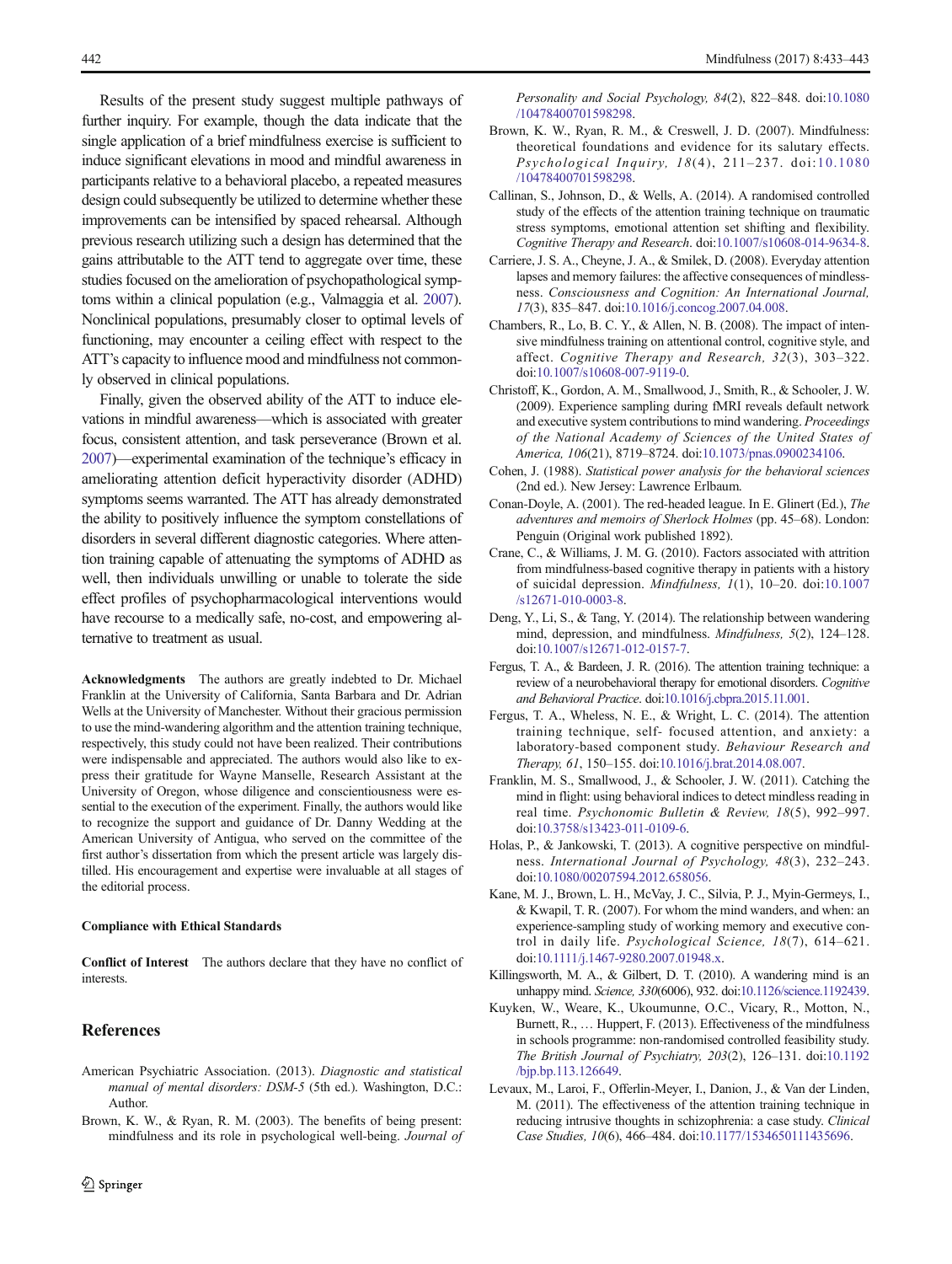Results of the present study suggest multiple pathways of further inquiry. For example, though the data indicate that the single application of a brief mindfulness exercise is sufficient to induce significant elevations in mood and mindful awareness in participants relative to a behavioral placebo, a repeated measures design could subsequently be utilized to determine whether these improvements can be intensified by spaced rehearsal. Although previous research utilizing such a design has determined that the gains attributable to the ATT tend to aggregate over time, these studies focused on the amelioration of psychopathological symptoms within a clinical population (e.g., Valmaggia et al. 2007). Nonclinical populations, presumably closer to optimal levels of functioning, may encounter a ceiling effect with respect to the ATT's capacity to influence mood and mindfulness not commonly observed in clinical populations.

Finally, given the observed ability of the ATT to induce elevations in mindful awareness—which is associated with greater focus, consistent attention, and task perseverance (Brown et al. 2007)—experimental examination of the technique's efficacy in ameliorating attention deficit hyperactivity disorder (ADHD) symptoms seems warranted. The ATT has already demonstrated the ability to positively influence the symptom constellations of disorders in several different diagnostic categories. Where attention training capable of attenuating the symptoms of ADHD as well, then individuals unwilling or unable to tolerate the side effect profiles of psychopharmacological interventions would have recourse to a medically safe, no-cost, and empowering alternative to treatment as usual.

**Acknowledgments** The authors are greatly indebted to Dr. Michael Franklin at the University of California, Santa Barbara and Dr. Adrian Wells at the University of Manchester. Without their gracious permission to use the mind-wandering algorithm and the attention training technique, respectively, this study could not have been realized. Their contributions were indispensable and appreciated. The authors would also like to express their gratitude for Wayne Manselle, Research Assistant at the University of Oregon, whose diligence and conscientiousness were essential to the execution of the experiment. Finally, the authors would like to recognize the support and guidance of Dr. Danny Wedding at the American University of Antigua, who served on the committee of the first author's dissertation from which the present article was largely distilled. His encouragement and expertise were invaluable at all stages of the editorial process.

**Compliance with Ethical Standards**

**Conflict of Interest** The authors declare that they have no conflict of interests.

## References

American Psychiatric Association. (2013). *Diagnostic and statistical manual of mental disorders: DSM-5* (5th ed.). Washington, D.C.: Author.

Brown, K. W., & Ryan, R. M. (2003). The benefits of being present: mindfulness and its role in psychological well-being. *Journal of Personality and Social Psychology, 84*(2), 822–848. doi:10.1080/10478400701598298.

Brown, K. W., Ryan, R. M., & Creswell, J. D. (2007). Mindfulness: theoretical foundations and evidence for its salutary effects. *Psychological Inquiry, 18*(4), 211–237. doi:10.1080/10478400701598298.

Callinan, S., Johnson, D., & Wells, A. (2014). A randomised controlled study of the effects of the attention training technique on traumatic stress symptoms, emotional attention set shifting and flexibility. *Cognitive Therapy and Research*. doi:10.1007/s10608-014-9634-8.

Carriere, J. S. A., Cheyne, J. A., & Smilek, D. (2008). Everyday attention lapses and memory failures: the affective consequences of mindlessness. *Consciousness and Cognition: An International Journal, 17*(3), 835–847. doi:10.1016/j.concog.2007.04.008.

Chambers, R., Lo, B. C. Y., & Allen, N. B. (2008). The impact of intensive mindfulness training on attentional control, cognitive style, and affect. *Cognitive Therapy and Research, 32*(3), 303–322. doi:10.1007/s10608-007-9119-0.

Christoff, K., Gordon, A. M., Smallwood, J., Smith, R., & Schooler, J. W. (2009). Experience sampling during fMRI reveals default network and executive system contributions to mind wandering. *Proceedings of the National Academy of Sciences of the United States of America, 106*(21), 8719–8724. doi:10.1073/pnas.0900234106.

Cohen, J. (1988). *Statistical power analysis for the behavioral sciences* (2nd ed.). New Jersey: Lawrence Erlbaum.

Conan-Doyle, A. (2001). The red-headed league. In E. Glinert (Ed.), *The adventures and memoirs of Sherlock Holmes* (pp. 45–68). London: Penguin (Original work published 1892).

Crane, C., & Williams, J. M. G. (2010). Factors associated with attrition from mindfulness-based cognitive therapy in patients with a history of suicidal depression. *Mindfulness, 1*(1), 10–20. doi:10.1007/s12671-010-0003-8.

Deng, Y., Li, S., & Tang, Y. (2014). The relationship between wandering mind, depression, and mindfulness. *Mindfulness, 5*(2), 124–128. doi:10.1007/s12671-012-0157-7.

Fergus, T. A., & Bardeen, J. R. (2016). The attention training technique: a review of a neurobehavioral therapy for emotional disorders. *Cognitive and Behavioral Practice*. doi:10.1016/j.cbpra.2015.11.001.

Fergus, T. A., Wheless, N. E., & Wright, L. C. (2014). The attention training technique, self- focused attention, and anxiety: a laboratory-based component study. *Behaviour Research and Therapy, 61*, 150–155. doi:10.1016/j.brat.2014.08.007.

Franklin, M. S., Smallwood, J., & Schooler, J. W. (2011). Catching the mind in flight: using behavioral indices to detect mindless reading in real time. *Psychonomic Bulletin & Review, 18*(5), 992–997. doi:10.3758/s13423-011-0109-6.

Holas, P., & Jankowski, T. (2013). A cognitive perspective on mindfulness. *International Journal of Psychology, 48*(3), 232–243. doi:10.1080/00207594.2012.658056.

Kane, M. J., Brown, L. H., McVay, J. C., Silvia, P. J., Myin-Germeys, I., & Kwapil, T. R. (2007). For whom the mind wanders, and when: an experience-sampling study of working memory and executive control in daily life. *Psychological Science, 18*(7), 614–621. doi:10.1111/j.1467-9280.2007.01948.x.

Killingsworth, M. A., & Gilbert, D. T. (2010). A wandering mind is an unhappy mind. *Science, 330*(6006), 932. doi:10.1126/science.1192439.

Kuyken, W., Weare, K., Ukoumunne, O.C., Vicary, R., Motton, N., Burnett, R., … Huppert, F. (2013). Effectiveness of the mindfulness in schools programme: non-randomised controlled feasibility study. *The British Journal of Psychiatry, 203*(2), 126–131. doi:10.1192/bjp.bp.113.126649.

Levaux, M., Laroi, F., Offerlin-Meyer, I., Danion, J., & Van der Linden, M. (2011). The effectiveness of the attention training technique in reducing intrusive thoughts in schizophrenia: a case study. *Clinical Case Studies, 10*(6), 466–484. doi:10.1177/1534650111435696.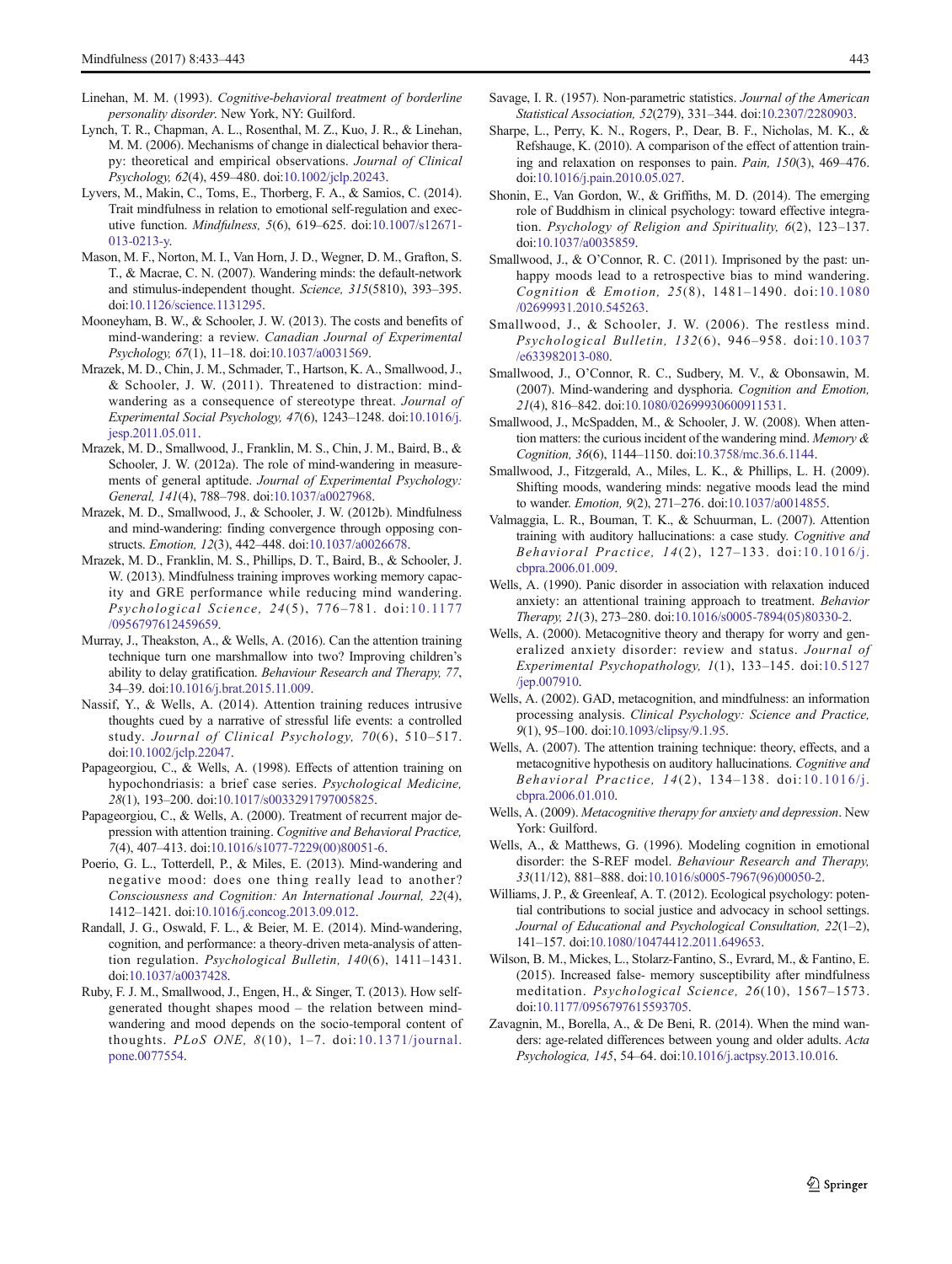Linehan, M. M. (1993). *Cognitive-behavioral treatment of borderline personality disorder*. New York, NY: Guilford.

Lynch, T. R., Chapman, A. L., Rosenthal, M. Z., Kuo, J. R., & Linehan, M. M. (2006). Mechanisms of change in dialectical behavior therapy: theoretical and empirical observations. *Journal of Clinical Psychology, 62*(4), 459–480. doi:10.1002/jclp.20243.

Lyvers, M., Makin, C., Toms, E., Thorberg, F. A., & Samios, C. (2014). Trait mindfulness in relation to emotional self-regulation and executive function. *Mindfulness, 5*(6), 619–625. doi:10.1007/s12671-013-0213-y.

Mason, M. F., Norton, M. I., Van Horn, J. D., Wegner, D. M., Grafton, S. T., & Macrae, C. N. (2007). Wandering minds: the default-network and stimulus-independent thought. *Science, 315*(5810), 393–395. doi:10.1126/science.1131295.

Mooneyham, B. W., & Schooler, J. W. (2013). The costs and benefits of mind-wandering: a review. *Canadian Journal of Experimental Psychology, 67*(1), 11–18. doi:10.1037/a0031569.

Mrazek, M. D., Chin, J. M., Schmader, T., Hartson, K. A., Smallwood, J., & Schooler, J. W. (2011). Threatened to distraction: mind-wandering as a consequence of stereotype threat. *Journal of Experimental Social Psychology, 47*(6), 1243–1248. doi:10.1016/j.jesp.2011.05.011.

Mrazek, M. D., Smallwood, J., Franklin, M. S., Chin, J. M., Baird, B., & Schooler, J. W. (2012a). The role of mind-wandering in measurements of general aptitude. *Journal of Experimental Psychology: General, 141*(4), 788–798. doi:10.1037/a0027968.

Mrazek, M. D., Smallwood, J., & Schooler, J. W. (2012b). Mindfulness and mind-wandering: finding convergence through opposing constructs. *Emotion, 12*(3), 442–448. doi:10.1037/a0026678.

Mrazek, M. D., Franklin, M. S., Phillips, D. T., Baird, B., & Schooler, J. W. (2013). Mindfulness training improves working memory capacity and GRE performance while reducing mind wandering. *Psychological Science, 24*(5), 776–781. doi:10.1177/0956797612459659.

Murray, J., Theakston, A., & Wells, A. (2016). Can the attention training technique turn one marshmallow into two? Improving children's ability to delay gratification. *Behaviour Research and Therapy, 77*, 34–39. doi:10.1016/j.brat.2015.11.009.

Nassif, Y., & Wells, A. (2014). Attention training reduces intrusive thoughts cued by a narrative of stressful life events: a controlled study. *Journal of Clinical Psychology, 70*(6), 510–517. doi:10.1002/jclp.22047.

Papageorgiou, C., & Wells, A. (1998). Effects of attention training on hypochondriasis: a brief case series. *Psychological Medicine, 28*(1), 193–200. doi:10.1017/s0033291797005825.

Papageorgiou, C., & Wells, A. (2000). Treatment of recurrent major depression with attention training. *Cognitive and Behavioral Practice, 7*(4), 407–413. doi:10.1016/s1077-7229(00)80051-6.

Poerio, G. L., Totterdell, P., & Miles, E. (2013). Mind-wandering and negative mood: does one thing really lead to another? *Consciousness and Cognition: An International Journal, 22*(4), 1412–1421. doi:10.1016/j.concog.2013.09.012.

Randall, J. G., Oswald, F. L., & Beier, M. E. (2014). Mind-wandering, cognition, and performance: a theory-driven meta-analysis of attention regulation. *Psychological Bulletin, 140*(6), 1411–1431. doi:10.1037/a0037428.

Ruby, F. J. M., Smallwood, J., Engen, H., & Singer, T. (2013). How self-generated thought shapes mood – the relation between mind-wandering and mood depends on the socio-temporal content of thoughts. *PLoS ONE, 8*(10), 1–7. doi:10.1371/journal.pone.0077554.

Savage, I. R. (1957). Non-parametric statistics. *Journal of the American Statistical Association, 52*(279), 331–344. doi:10.2307/2280903.

Sharpe, L., Perry, K. N., Rogers, P., Dear, B. F., Nicholas, M. K., & Refshauge, K. (2010). A comparison of the effect of attention training and relaxation on responses to pain. *Pain, 150*(3), 469–476. doi:10.1016/j.pain.2010.05.027.

Shonin, E., Van Gordon, W., & Griffiths, M. D. (2014). The emerging role of Buddhism in clinical psychology: toward effective integration. *Psychology of Religion and Spirituality, 6*(2), 123–137. doi:10.1037/a0035859.

Smallwood, J., & O'Connor, R. C. (2011). Imprisoned by the past: unhappy moods lead to a retrospective bias to mind wandering. *Cognition & Emotion, 25*(8), 1481–1490. doi:10.1080/02699931.2010.545263.

Smallwood, J., & Schooler, J. W. (2006). The restless mind. *Psychological Bulletin, 132*(6), 946–958. doi:10.1037/e633982013-080.

Smallwood, J., O'Connor, R. C., Sudbery, M. V., & Obonsawin, M. (2007). Mind-wandering and dysphoria. *Cognition and Emotion, 21*(4), 816–842. doi:10.1080/02699930600911531.

Smallwood, J., McSpadden, M., & Schooler, J. W. (2008). When attention matters: the curious incident of the wandering mind. *Memory & Cognition, 36*(6), 1144–1150. doi:10.3758/mc.36.6.1144.

Smallwood, J., Fitzgerald, A., Miles, L. K., & Phillips, L. H. (2009). Shifting moods, wandering minds: negative moods lead the mind to wander. *Emotion, 9*(2), 271–276. doi:10.1037/a0014855.

Valmaggia, L. R., Bouman, T. K., & Schuurman, L. (2007). Attention training with auditory hallucinations: a case study. *Cognitive and Behavioral Practice, 14*(2), 127–133. doi:10.1016/j.cbpra.2006.01.009.

Wells, A. (1990). Panic disorder in association with relaxation induced anxiety: an attentional training approach to treatment. *Behavior Therapy, 21*(3), 273–280. doi:10.1016/s0005-7894(05)80330-2.

Wells, A. (2000). Metacognitive theory and therapy for worry and generalized anxiety disorder: review and status. *Journal of Experimental Psychopathology, 1*(1), 133–145. doi:10.5127/jep.007910.

Wells, A. (2002). GAD, metacognition, and mindfulness: an information processing analysis. *Clinical Psychology: Science and Practice, 9*(1), 95–100. doi:10.1093/clipsy/9.1.95.

Wells, A. (2007). The attention training technique: theory, effects, and a metacognitive hypothesis on auditory hallucinations. *Cognitive and Behavioral Practice, 14*(2), 134–138. doi:10.1016/j.cbpra.2006.01.010.

Wells, A. (2009). *Metacognitive therapy for anxiety and depression*. New York: Guilford.

Wells, A., & Matthews, G. (1996). Modeling cognition in emotional disorder: the S-REF model. *Behaviour Research and Therapy, 33*(11/12), 881–888. doi:10.1016/s0005-7967(96)00050-2.

Williams, J. P., & Greenleaf, A. T. (2012). Ecological psychology: potential contributions to social justice and advocacy in school settings. *Journal of Educational and Psychological Consultation, 22*(1–2), 141–157. doi:10.1080/10474412.2011.649653.

Wilson, B. M., Mickes, L., Stolarz-Fantino, S., Evrard, M., & Fantino, E. (2015). Increased false- memory susceptibility after mindfulness meditation. *Psychological Science, 26*(10), 1567–1573. doi:10.1177/0956797615593705.

Zavagnin, M., Borella, A., & De Beni, R. (2014). When the mind wanders: age-related differences between young and older adults. *Acta Psychologica, 145*, 54–64. doi:10.1016/j.actpsy.2013.10.016.